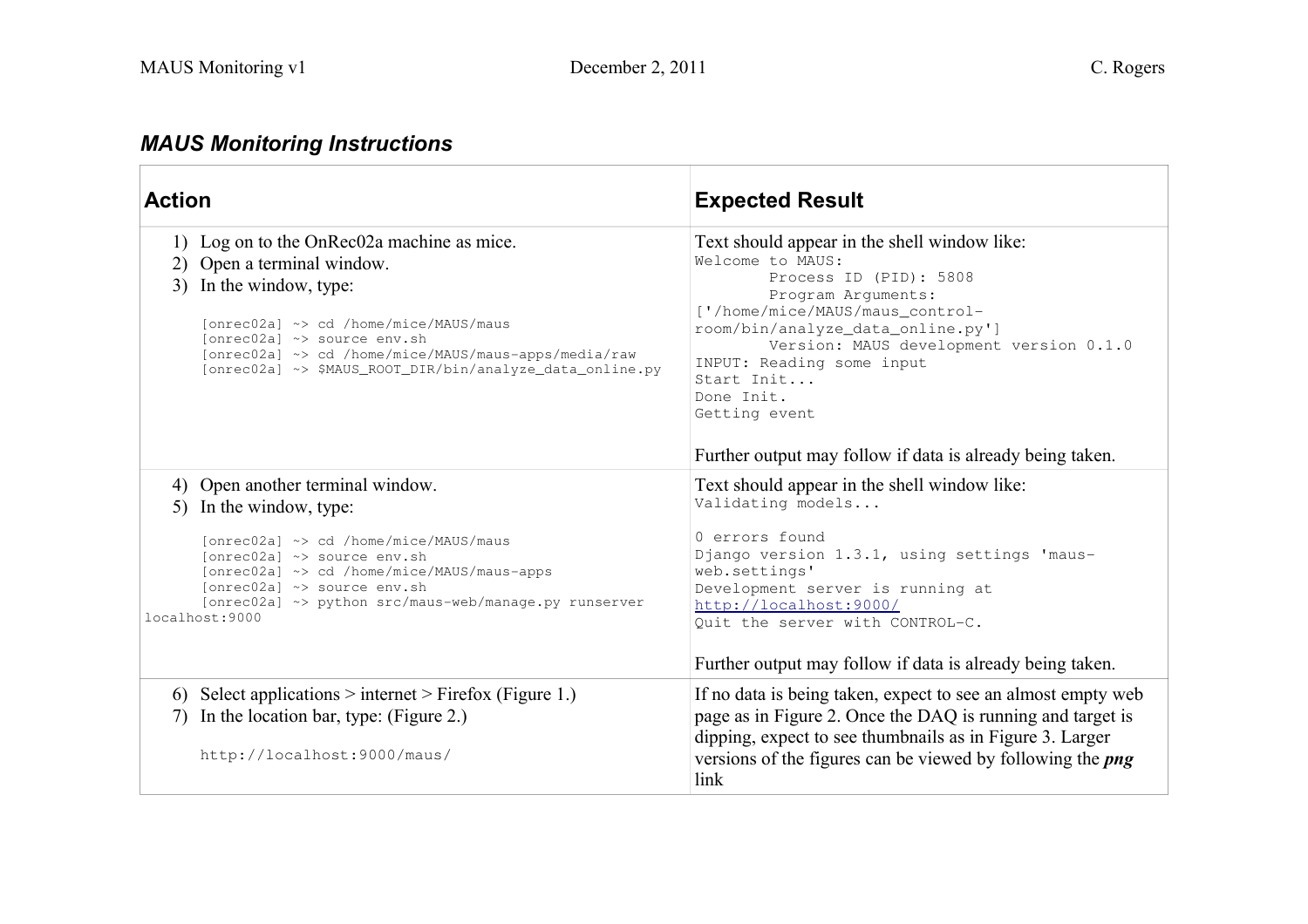### *MAUS Monitoring Instructions*

| **Action** | **Expected Result** |
|---|---|
| 1) Log on to the OnRec02a machine as mice.<br>2) Open a terminal window.<br>3) In the window, type:<br><br>`[onrec02a] ~> cd /home/mice/MAUS/maus`<br>`[onrec02a] ~> source env.sh`<br>`[onrec02a] ~> cd /home/mice/MAUS/maus-apps/media/raw`<br>`[onrec02a] ~> $MAUS_ROOT_DIR/bin/analyze_data_online.py` | Text should appear in the shell window like:<br>`Welcome to MAUS:`<br>`Process ID (PID): 5808`<br>`Program Arguments:`<br>`['/home/mice/MAUS/maus_control-room/bin/analyze_data_online.py']`<br>`Version: MAUS development version 0.1.0`<br>`INPUT: Reading some input`<br>`Start Init...`<br>`Done Init.`<br>`Getting event`<br><br>Further output may follow if data is already being taken. |
| 4) Open another terminal window.<br>5) In the window, type:<br><br>`[onrec02a] ~> cd /home/mice/MAUS/maus`<br>`[onrec02a] ~> source env.sh`<br>`[onrec02a] ~> cd /home/mice/MAUS/maus-apps`<br>`[onrec02a] ~> source env.sh`<br>`[onrec02a] ~> python src/maus-web/manage.py runserver localhost:9000` | Text should appear in the shell window like:<br>`Validating models...`<br><br>`0 errors found`<br>`Django version 1.3.1, using settings 'maus-web.settings'`<br>`Development server is running at http://localhost:9000/`<br>`Quit the server with CONTROL-C.`<br><br>Further output may follow if data is already being taken. |
| 6) Select applications > internet > Firefox (Figure 1.)<br>7) In the location bar, type: (Figure 2.)<br><br>`http://localhost:9000/maus/` | If no data is being taken, expect to see an almost empty web page as in Figure 2. Once the DAQ is running and target is dipping, expect to see thumbnails as in Figure 3. Larger versions of the figures can be viewed by following the ***png*** link |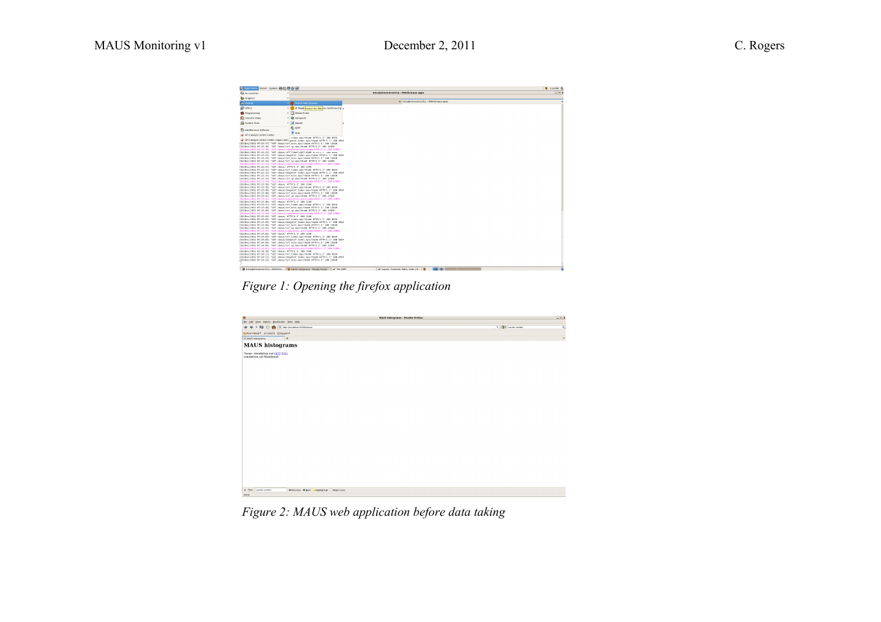*Figure 1: Opening the firefox application*

*Figure 2: MAUS web application before data taking*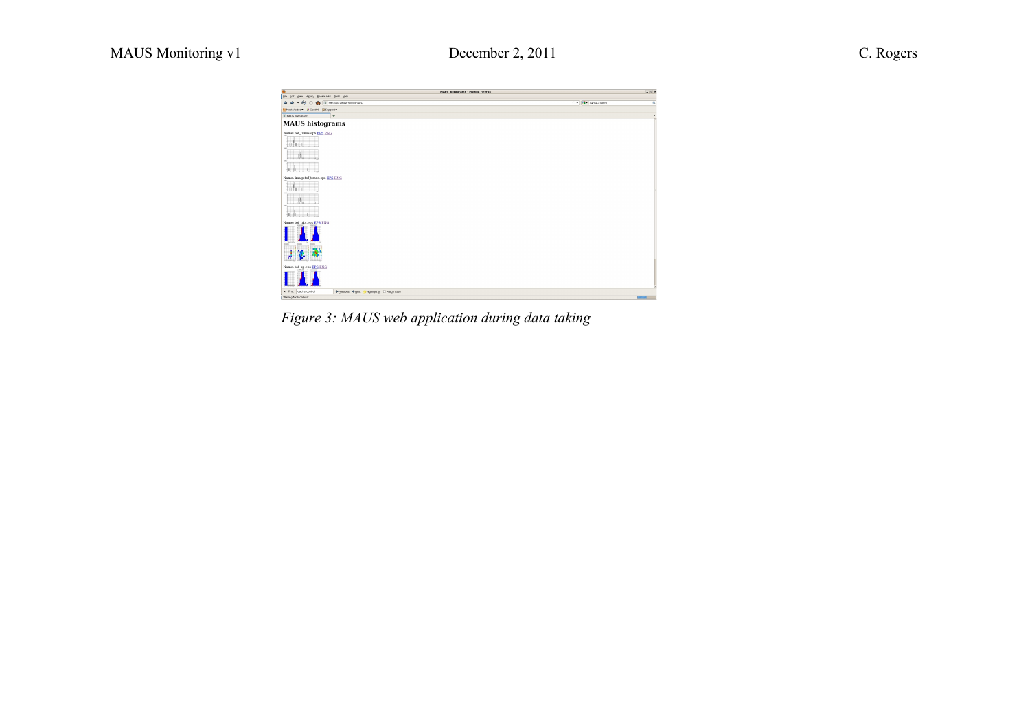*Figure 3: MAUS web application during data taking*